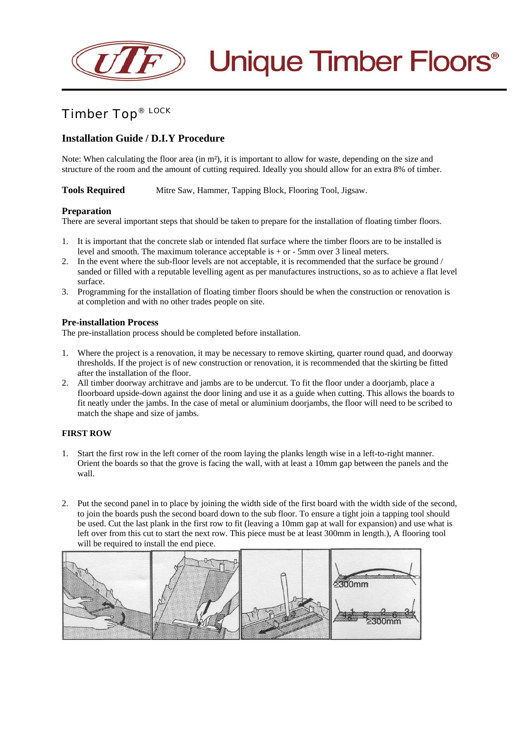# Unique Timber Floors®

## Timber Top® LOCK

### Installation Guide / D.I.Y Procedure

Note: When calculating the floor area (in m²), it is important to allow for waste, depending on the size and structure of the room and the amount of cutting required. Ideally you should allow for an extra 8% of timber.

**Tools Required** Mitre Saw, Hammer, Tapping Block, Flooring Tool, Jigsaw.

**Preparation**

There are several important steps that should be taken to prepare for the installation of floating timber floors.

1. It is important that the concrete slab or intended flat surface where the timber floors are to be installed is level and smooth. The maximum tolerance acceptable is + or - 5mm over 3 lineal meters.
2. In the event where the sub-floor levels are not acceptable, it is recommended that the surface be ground / sanded or filled with a reputable levelling agent as per manufactures instructions, so as to achieve a flat level surface.
3. Programming for the installation of floating timber floors should be when the construction or renovation is at completion and with no other trades people on site.

**Pre-installation Process**

The pre-installation process should be completed before installation.

1. Where the project is a renovation, it may be necessary to remove skirting, quarter round quad, and doorway thresholds. If the project is of new construction or renovation, it is recommended that the skirting be fitted after the installation of the floor.
2. All timber doorway architrave and jambs are to be undercut. To fit the floor under a doorjamb, place a floorboard upside-down against the door lining and use it as a guide when cutting. This allows the boards to fit neatly under the jambs. In the case of metal or aluminium doorjambs, the floor will need to be scribed to match the shape and size of jambs.

**FIRST ROW**

1. Start the first row in the left corner of the room laying the planks length wise in a left-to-right manner. Orient the boards so that the grove is facing the wall, with at least a 10mm gap between the panels and the wall.

2. Put the second panel in to place by joining the width side of the first board with the width side of the second, to join the boards push the second board down to the sub floor. To ensure a tight join a tapping tool should be used. Cut the last plank in the first row to fit (leaving a 10mm gap at wall for expansion) and use what is left over from this cut to start the next row. This piece must be at least 300mm in length.), A flooring tool will be required to install the end piece.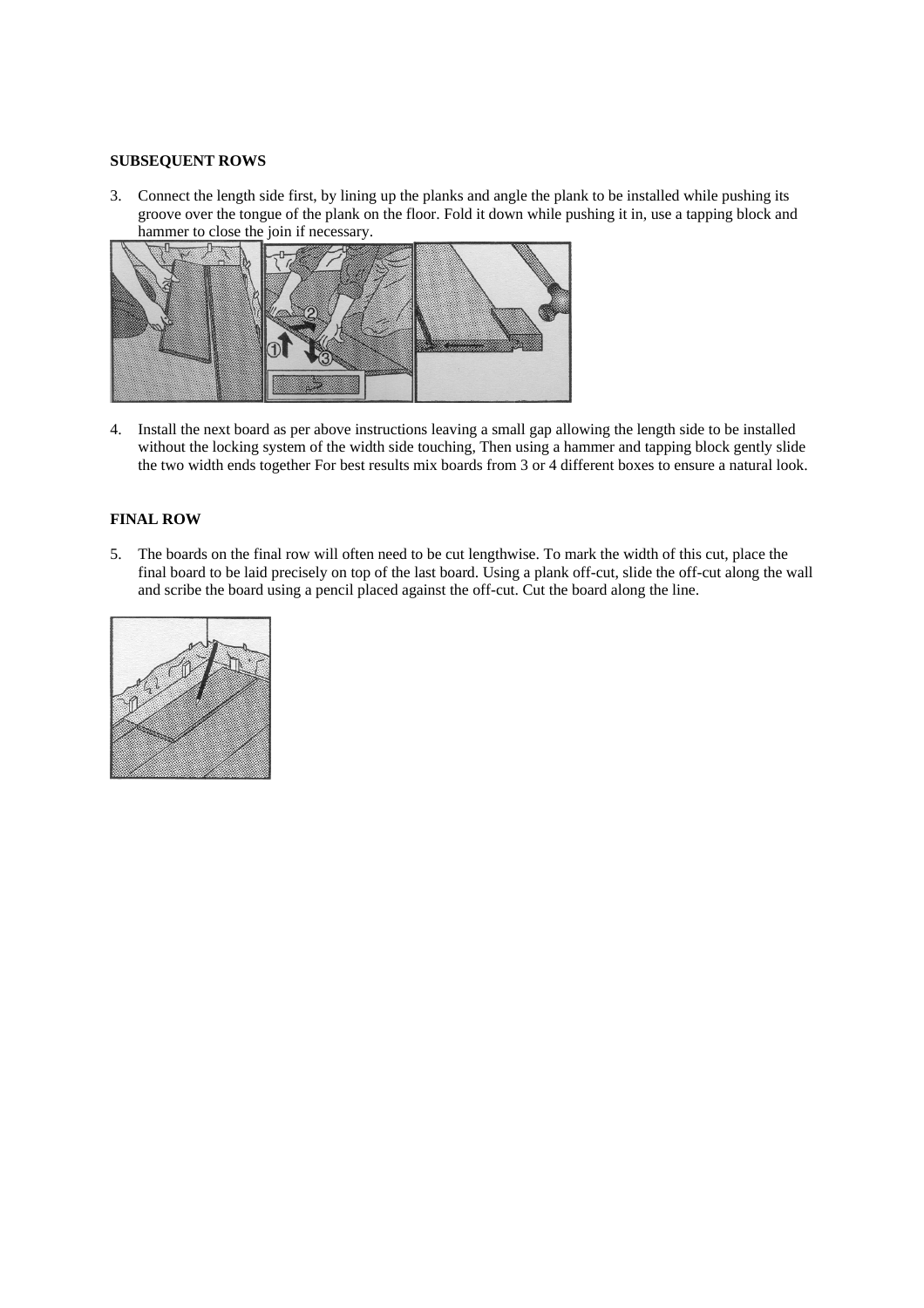**SUBSEQUENT ROWS**

3. Connect the length side first, by lining up the planks and angle the plank to be installed while pushing its groove over the tongue of the plank on the floor. Fold it down while pushing it in, use a tapping block and hammer to close the join if necessary.

4. Install the next board as per above instructions leaving a small gap allowing the length side to be installed without the locking system of the width side touching, Then using a hammer and tapping block gently slide the two width ends together For best results mix boards from 3 or 4 different boxes to ensure a natural look.

**FINAL ROW**

5. The boards on the final row will often need to be cut lengthwise. To mark the width of this cut, place the final board to be laid precisely on top of the last board. Using a plank off-cut, slide the off-cut along the wall and scribe the board using a pencil placed against the off-cut. Cut the board along the line.